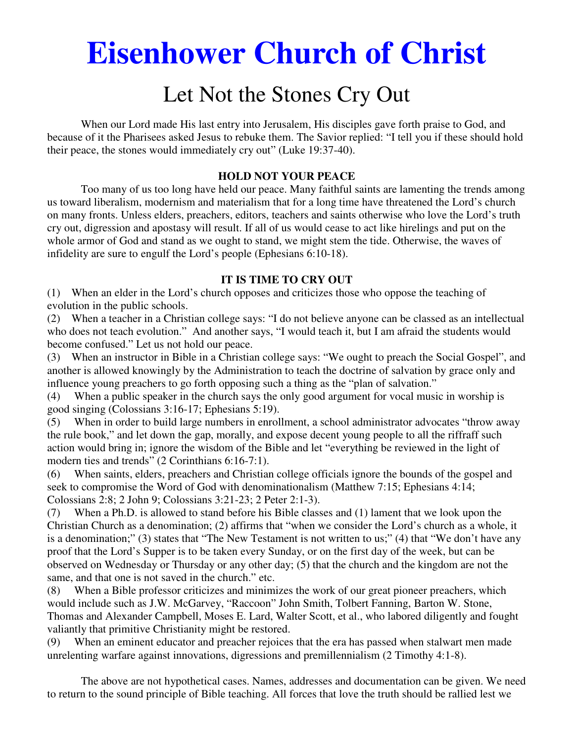# Eisenhower Church of Christ

## Let Not the Stones Cry Out

When our Lord made His last entry into Jerusalem, His disciples gave forth praise to God, and because of it the Pharisees asked Jesus to rebuke them. The Savior replied: "I tell you if these should hold their peace, the stones would immediately cry out" (Luke 19:37-40).

### HOLD NOT YOUR PEACE

Too many of us too long have held our peace. Many faithful saints are lamenting the trends among us toward liberalism, modernism and materialism that for a long time have threatened the Lord's church on many fronts. Unless elders, preachers, editors, teachers and saints otherwise who love the Lord's truth cry out, digression and apostasy will result. If all of us would cease to act like hirelings and put on the whole armor of God and stand as we ought to stand, we might stem the tide. Otherwise, the waves of infidelity are sure to engulf the Lord's people (Ephesians 6:10-18).

### IT IS TIME TO CRY OUT

(1) When an elder in the Lord's church opposes and criticizes those who oppose the teaching of evolution in the public schools.

(2) When a teacher in a Christian college says: "I do not believe anyone can be classed as an intellectual who does not teach evolution." And another says, "I would teach it, but I am afraid the students would become confused." Let us not hold our peace.

(3) When an instructor in Bible in a Christian college says: "We ought to preach the Social Gospel", and another is allowed knowingly by the Administration to teach the doctrine of salvation by grace only and influence young preachers to go forth opposing such a thing as the "plan of salvation."

(4) When a public speaker in the church says the only good argument for vocal music in worship is good singing (Colossians 3:16-17; Ephesians 5:19).

(5) When in order to build large numbers in enrollment, a school administrator advocates "throw away the rule book," and let down the gap, morally, and expose decent young people to all the riffraff such action would bring in; ignore the wisdom of the Bible and let "everything be reviewed in the light of modern ties and trends" (2 Corinthians 6:16-7:1).

(6) When saints, elders, preachers and Christian college officials ignore the bounds of the gospel and seek to compromise the Word of God with denominationalism (Matthew 7:15; Ephesians 4:14; Colossians 2:8; 2 John 9; Colossians 3:21-23; 2 Peter 2:1-3).

(7) When a Ph.D. is allowed to stand before his Bible classes and (1) lament that we look upon the Christian Church as a denomination; (2) affirms that "when we consider the Lord's church as a whole, it is a denomination;" (3) states that "The New Testament is not written to us;" (4) that "We don't have any proof that the Lord's Supper is to be taken every Sunday, or on the first day of the week, but can be observed on Wednesday or Thursday or any other day; (5) that the church and the kingdom are not the same, and that one is not saved in the church." etc.

(8) When a Bible professor criticizes and minimizes the work of our great pioneer preachers, which would include such as J.W. McGarvey, "Raccoon" John Smith, Tolbert Fanning, Barton W. Stone, Thomas and Alexander Campbell, Moses E. Lard, Walter Scott, et al., who labored diligently and fought valiantly that primitive Christianity might be restored.

(9) When an eminent educator and preacher rejoices that the era has passed when stalwart men made unrelenting warfare against innovations, digressions and premillennialism (2 Timothy 4:1-8).

The above are not hypothetical cases. Names, addresses and documentation can be given. We need to return to the sound principle of Bible teaching. All forces that love the truth should be rallied lest we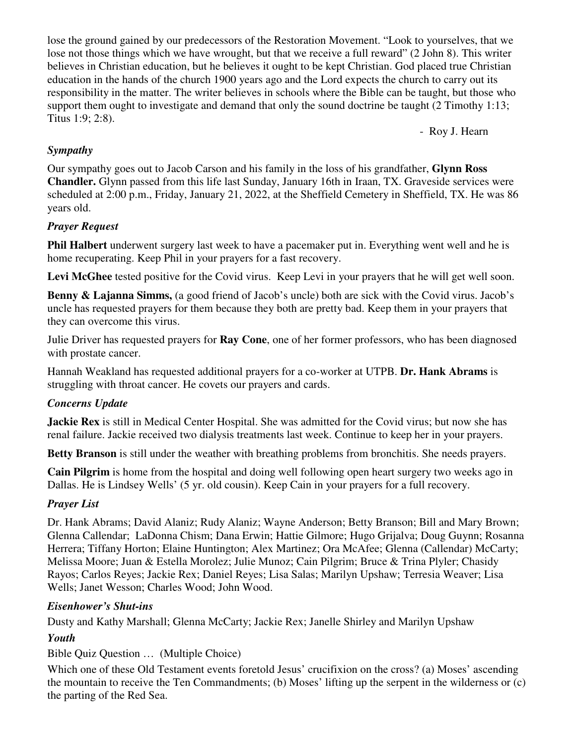lose the ground gained by our predecessors of the Restoration Movement. "Look to yourselves, that we lose not those things which we have wrought, but that we receive a full reward" (2 John 8). This writer believes in Christian education, but he believes it ought to be kept Christian. God placed true Christian education in the hands of the church 1900 years ago and the Lord expects the church to carry out its responsibility in the matter. The writer believes in schools where the Bible can be taught, but those who support them ought to investigate and demand that only the sound doctrine be taught (2 Timothy 1:13; Titus 1:9; 2:8).

- Roy J. Hearn

### *Sympathy*

Our sympathy goes out to Jacob Carson and his family in the loss of his grandfather, **Glynn Ross Chandler.** Glynn passed from this life last Sunday, January 16th in Iraan, TX. Graveside services were scheduled at 2:00 p.m., Friday, January 21, 2022, at the Sheffield Cemetery in Sheffield, TX. He was 86 years old.

### *Prayer Request*

**Phil Halbert** underwent surgery last week to have a pacemaker put in. Everything went well and he is home recuperating. Keep Phil in your prayers for a fast recovery.

**Levi McGhee** tested positive for the Covid virus. Keep Levi in your prayers that he will get well soon.

**Benny & Lajanna Simms,** (a good friend of Jacob's uncle) both are sick with the Covid virus. Jacob's uncle has requested prayers for them because they both are pretty bad. Keep them in your prayers that they can overcome this virus.

Julie Driver has requested prayers for **Ray Cone**, one of her former professors, who has been diagnosed with prostate cancer.

Hannah Weakland has requested additional prayers for a co-worker at UTPB. **Dr. Hank Abrams** is struggling with throat cancer. He covets our prayers and cards.

### *Concerns Update*

**Jackie Rex** is still in Medical Center Hospital. She was admitted for the Covid virus; but now she has renal failure. Jackie received two dialysis treatments last week. Continue to keep her in your prayers.

**Betty Branson** is still under the weather with breathing problems from bronchitis. She needs prayers.

**Cain Pilgrim** is home from the hospital and doing well following open heart surgery two weeks ago in Dallas. He is Lindsey Wells' (5 yr. old cousin). Keep Cain in your prayers for a full recovery.

### *Prayer List*

Dr. Hank Abrams; David Alaniz; Rudy Alaniz; Wayne Anderson; Betty Branson; Bill and Mary Brown; Glenna Callendar; LaDonna Chism; Dana Erwin; Hattie Gilmore; Hugo Grijalva; Doug Guynn; Rosanna Herrera; Tiffany Horton; Elaine Huntington; Alex Martinez; Ora McAfee; Glenna (Callendar) McCarty; Melissa Moore; Juan & Estella Morolez; Julie Munoz; Cain Pilgrim; Bruce & Trina Plyler; Chasidy Rayos; Carlos Reyes; Jackie Rex; Daniel Reyes; Lisa Salas; Marilyn Upshaw; Terresia Weaver; Lisa Wells; Janet Wesson; Charles Wood; John Wood.

### *Eisenhower's Shut-ins*

Dusty and Kathy Marshall; Glenna McCarty; Jackie Rex; Janelle Shirley and Marilyn Upshaw

### *Youth*

Bible Quiz Question … (Multiple Choice)

Which one of these Old Testament events foretold Jesus' crucifixion on the cross? (a) Moses' ascending the mountain to receive the Ten Commandments; (b) Moses' lifting up the serpent in the wilderness or (c) the parting of the Red Sea.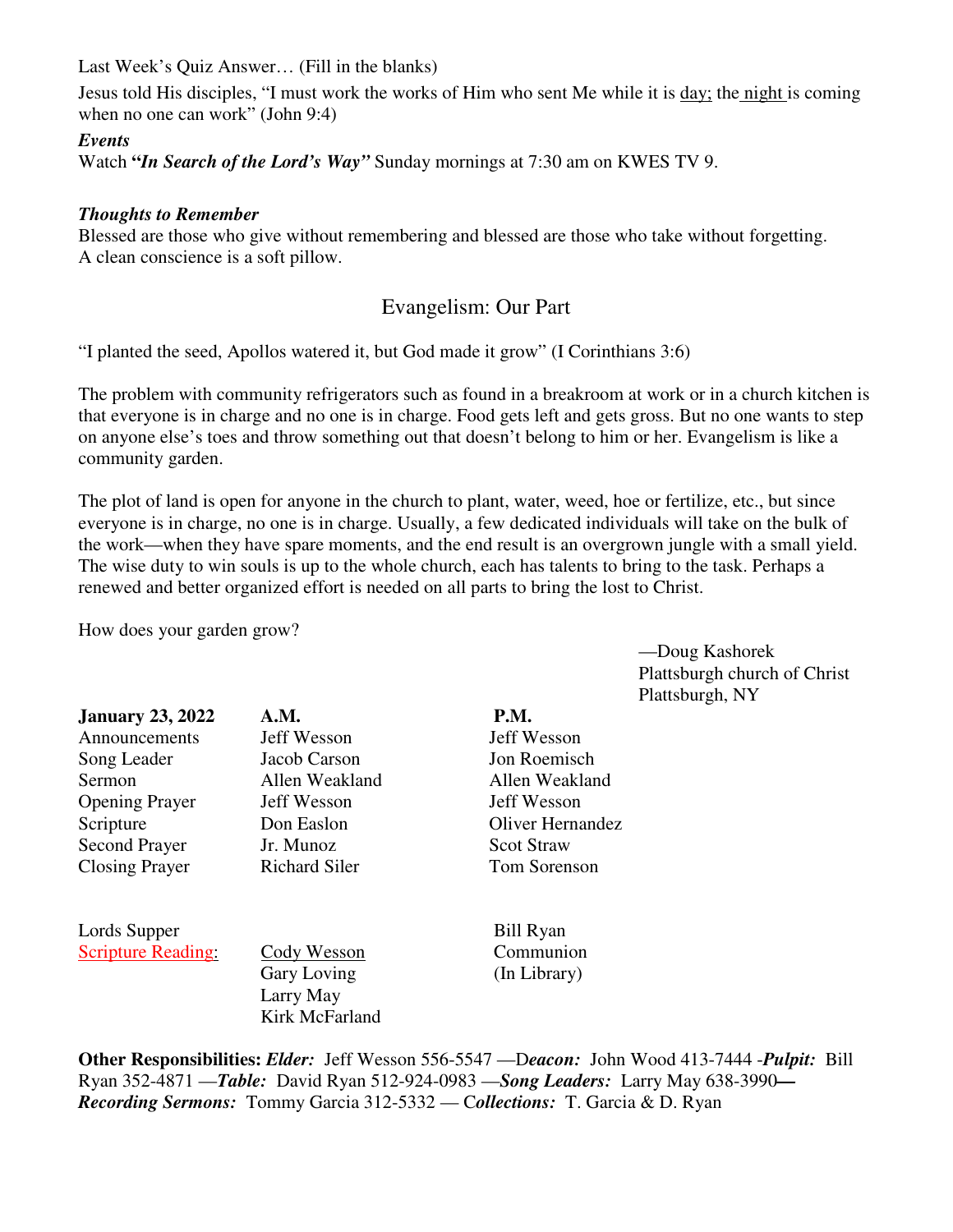Last Week's Quiz Answer… (Fill in the blanks)

Jesus told His disciples, "I must work the works of Him who sent Me while it is day; the night is coming when no one can work" (John 9:4)

***Events***

Watch ***"In Search of the Lord's Way"*** Sunday mornings at 7:30 am on KWES TV 9.

***Thoughts to Remember***

Blessed are those who give without remembering and blessed are those who take without forgetting.
A clean conscience is a soft pillow.

## Evangelism: Our Part

"I planted the seed, Apollos watered it, but God made it grow" (I Corinthians 3:6)

The problem with community refrigerators such as found in a breakroom at work or in a church kitchen is that everyone is in charge and no one is in charge. Food gets left and gets gross. But no one wants to step on anyone else's toes and throw something out that doesn't belong to him or her. Evangelism is like a community garden.

The plot of land is open for anyone in the church to plant, water, weed, hoe or fertilize, etc., but since everyone is in charge, no one is in charge. Usually, a few dedicated individuals will take on the bulk of the work—when they have spare moments, and the end result is an overgrown jungle with a small yield. The wise duty to win souls is up to the whole church, each has talents to bring to the task. Perhaps a renewed and better organized effort is needed on all parts to bring the lost to Christ.

How does your garden grow?

—Doug Kashorek
Plattsburgh church of Christ
Plattsburgh, NY

| **January 23, 2022** | **A.M.** | **P.M.** |
|---|---|---|
| Announcements | Jeff Wesson | Jeff Wesson |
| Song Leader | Jacob Carson | Jon Roemisch |
| Sermon | Allen Weakland | Allen Weakland |
| Opening Prayer | Jeff Wesson | Jeff Wesson |
| Scripture | Don Easlon | Oliver Hernandez |
| Second Prayer | Jr. Munoz | Scot Straw |
| Closing Prayer | Richard Siler | Tom Sorenson |

| | | |
|---|---|---|
| Lords Supper | | Bill Ryan |
| Scripture Reading: | Cody Wesson | Communion |
| | Gary Loving | (In Library) |
| | Larry May | |
| | Kirk McFarland | |

**Other Responsibilities:** ***Elder:*** Jeff Wesson 556-5547 —D***eacon:*** John Wood 413-7444 -***Pulpit:*** Bill Ryan 352-4871 —***Table:*** David Ryan 512-924-0983 —***Song Leaders:*** Larry May 638-3990— ***Recording Sermons:*** Tommy Garcia 312-5332 — C***ollections:*** T. Garcia & D. Ryan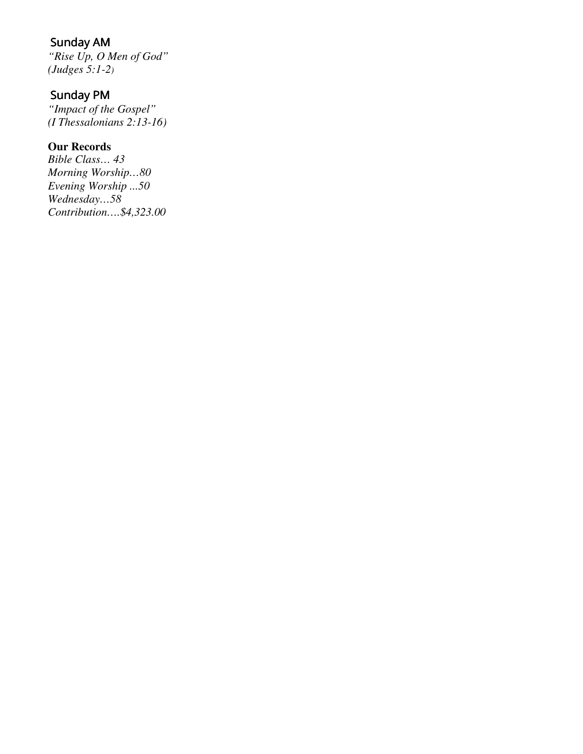## Sunday AM

*"Rise Up, O Men of God"*
*(Judges 5:1-2)*

## Sunday PM

*"Impact of the Gospel"*
*(I Thessalonians 2:13-16)*

**Our Records**

*Bible Class… 43*
*Morning Worship…80*
*Evening Worship ...50*
*Wednesday…58*
*Contribution….$4,323.00*